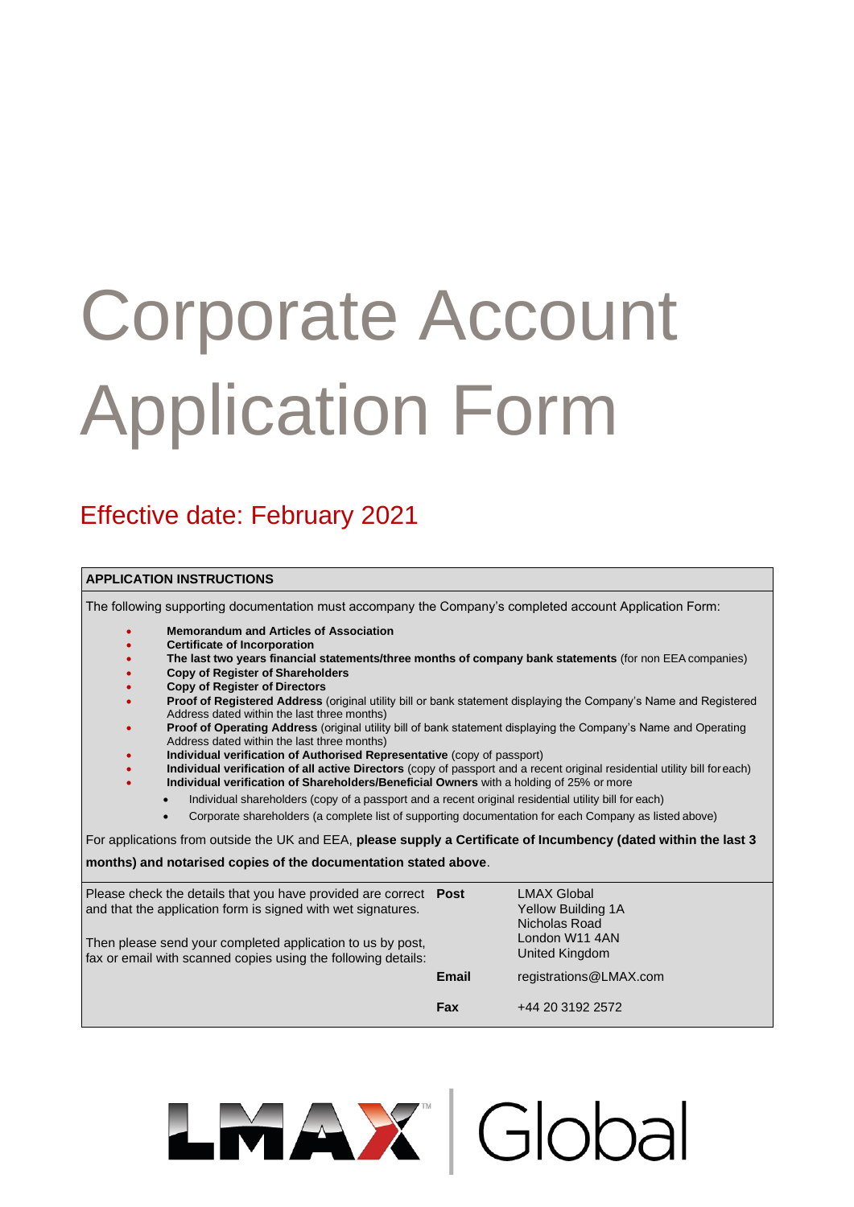# Corporate Account Application Form

## Effective date: February 2021

**APPLICATION INSTRUCTIONS**

The following supporting documentation must accompany the Company's completed account Application Form:

- **Memorandum and Articles of Association**
- **Certificate of Incorporation**
- **The last two years financial statements/three months of company bank statements** (for non EEA companies)
- **Copy of Register of Shareholders**
- **Copy of Register of Directors**
- **Proof of Registered Address** (original utility bill or bank statement displaying the Company's Name and Registered Address dated within the last three months)
- **Proof of Operating Address** (original utility bill of bank statement displaying the Company's Name and Operating Address dated within the last three months)
- **Individual verification of Authorised Representative** (copy of passport)
- **Individual verification of all active Directors** (copy of passport and a recent original residential utility bill for each)
- **Individual verification of Shareholders/Beneficial Owners** with a holding of 25% or more
  - Individual shareholders (copy of a passport and a recent original residential utility bill for each)
  - Corporate shareholders (a complete list of supporting documentation for each Company as listed above)

For applications from outside the UK and EEA, **please supply a Certificate of Incumbency (dated within the last 3 months) and notarised copies of the documentation stated above**.

Please check the details that you have provided are correct and that the application form is signed with wet signatures.

Then please send your completed application to us by post, fax or email with scanned copies using the following details:

| | |
|---|---|
| **Post** | LMAX Global<br>Yellow Building 1A<br>Nicholas Road<br>London W11 4AN<br>United Kingdom |
| **Email** | registrations@LMAX.com |
| **Fax** | +44 20 3192 2572 |

LMAX Global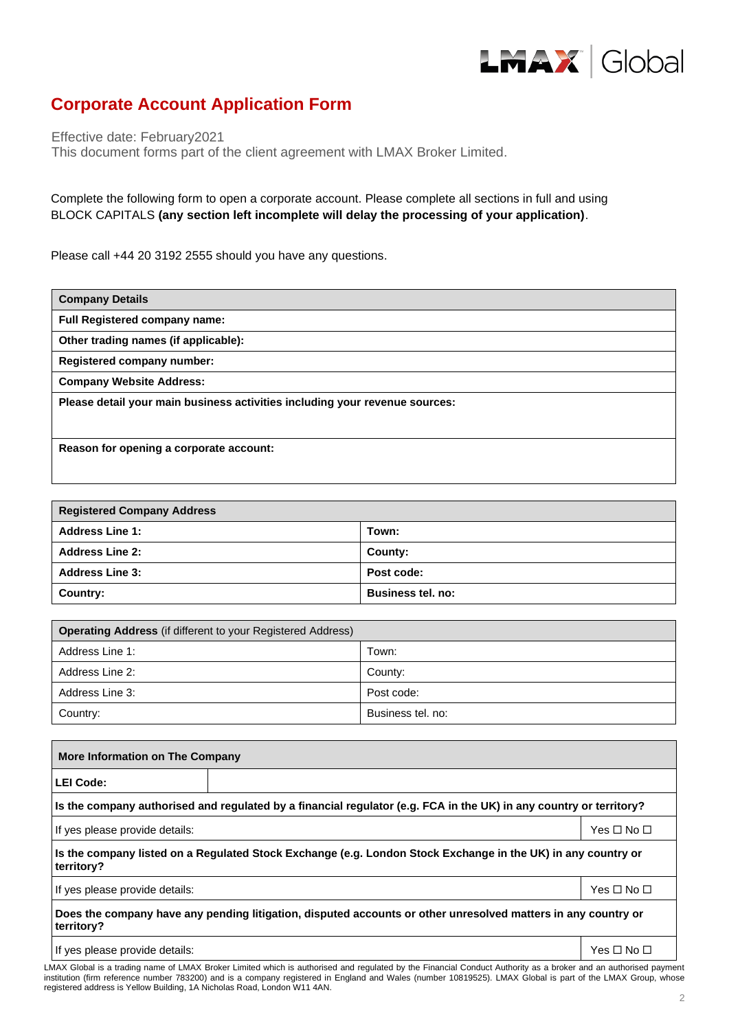## Corporate Account Application Form

Effective date: February2021
This document forms part of the client agreement with LMAX Broker Limited.

Complete the following form to open a corporate account. Please complete all sections in full and using BLOCK CAPITALS **(any section left incomplete will delay the processing of your application)**.

Please call +44 20 3192 2555 should you have any questions.

| **Company Details** |
|---|
| **Full Registered company name:** |
| **Other trading names (if applicable):** |
| **Registered company number:** |
| **Company Website Address:** |
| **Please detail your main business activities including your revenue sources:** |
| **Reason for opening a corporate account:** |

| **Registered Company Address** | |
|---|---|
| **Address Line 1:** | **Town:** |
| **Address Line 2:** | **County:** |
| **Address Line 3:** | **Post code:** |
| **Country:** | **Business tel. no:** |

| **Operating Address** (if different to your Registered Address) | |
|---|---|
| Address Line 1: | Town: |
| Address Line 2: | County: |
| Address Line 3: | Post code: |
| Country: | Business tel. no: |

| **More Information on The Company** | |
|---|---|
| **LEI Code:** | |
| **Is the company authorised and regulated by a financial regulator (e.g. FCA in the UK) in any country or territory?** | |
| If yes please provide details: | Yes ☐ No ☐ |
| **Is the company listed on a Regulated Stock Exchange (e.g. London Stock Exchange in the UK) in any country or territory?** | |
| If yes please provide details: | Yes ☐ No ☐ |
| **Does the company have any pending litigation, disputed accounts or other unresolved matters in any country or territory?** | |
| If yes please provide details: | Yes ☐ No ☐ |

LMAX Global is a trading name of LMAX Broker Limited which is authorised and regulated by the Financial Conduct Authority as a broker and an authorised payment institution (firm reference number 783200) and is a company registered in England and Wales (number 10819525). LMAX Global is part of the LMAX Group, whose registered address is Yellow Building, 1A Nicholas Road, London W11 4AN.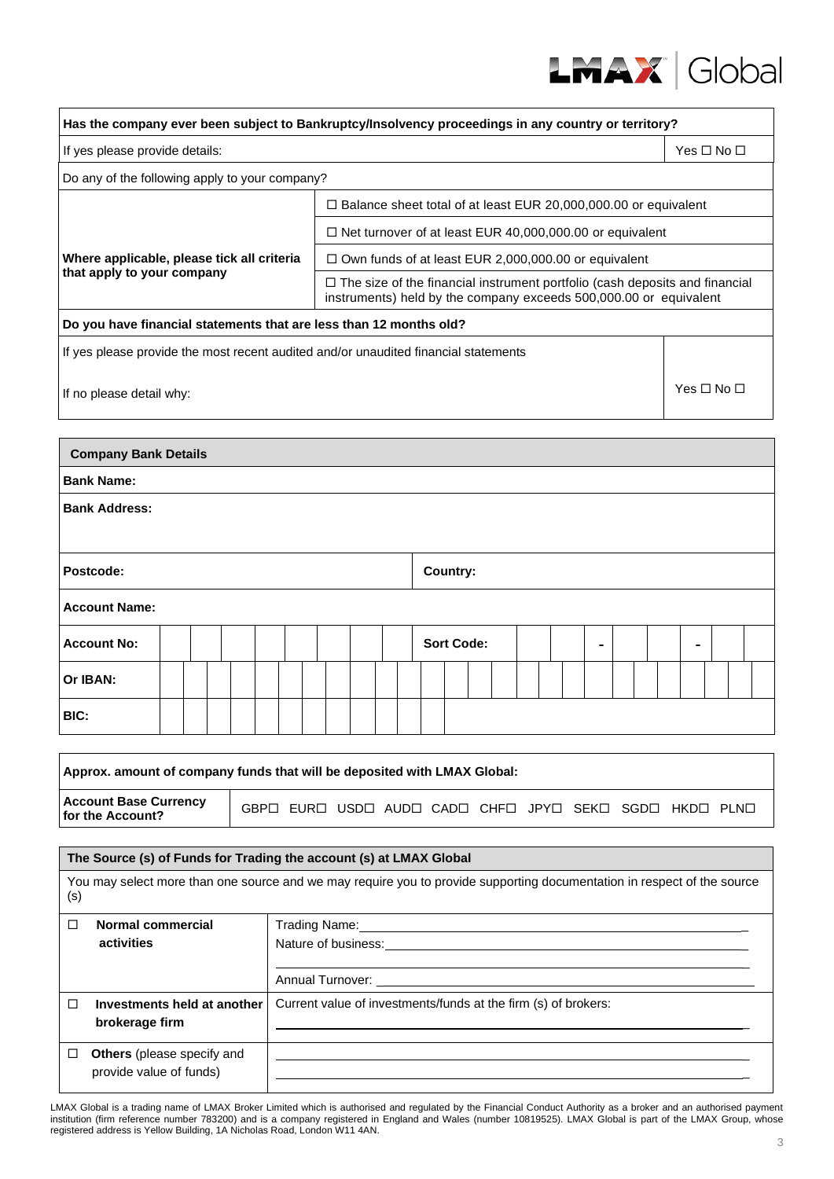| Has the company ever been subject to Bankruptcy/Insolvency proceedings in any country or territory? | | |
|---|---|---|
| If yes please provide details: | | Yes ☐ No ☐ |
| Do any of the following apply to your company? | | |
| **Where applicable, please tick all criteria that apply to your company** | ☐ Balance sheet total of at least EUR 20,000,000.00 or equivalent | |
| | ☐ Net turnover of at least EUR 40,000,000.00 or equivalent | |
| | ☐ Own funds of at least EUR 2,000,000.00 or equivalent | |
| | ☐ The size of the financial instrument portfolio (cash deposits and financial instruments) held by the company exceeds 500,000.00 or equivalent | |
| **Do you have financial statements that are less than 12 months old?** | | |
| If yes please provide the most recent audited and/or unaudited financial statements<br><br>If no please detail why: | | Yes ☐ No ☐ |

| **Company Bank Details** | |
|---|---|
| **Bank Name:** | |
| **Bank Address:** | |
| **Postcode:** | **Country:** |
| **Account Name:** | |
| **Account No:** | **Sort Code:** - - |
| **Or IBAN:** | |
| **BIC:** | |

| **Approx. amount of company funds that will be deposited with LMAX Global:** | |
|---|---|
| **Account Base Currency for the Account?** | GBP☐ EUR☐ USD☐ AUD☐ CAD☐ CHF☐ JPY☐ SEK☐ SGD☐ HKD☐ PLN☐ |

| **The Source (s) of Funds for Trading the account (s) at LMAX Global** | |
|---|---|
| You may select more than one source and we may require you to provide supporting documentation in respect of the source (s) | |
| ☐ **Normal commercial activities** | Trading Name: ____________________<br>Nature of business: ____________________<br>____________________<br>Annual Turnover: ____________________ |
| ☐ **Investments held at another brokerage firm** | Current value of investments/funds at the firm (s) of brokers:<br>____________________ |
| ☐ **Others** (please specify and provide value of funds) | ____________________<br>____________________ |

LMAX Global is a trading name of LMAX Broker Limited which is authorised and regulated by the Financial Conduct Authority as a broker and an authorised payment institution (firm reference number 783200) and is a company registered in England and Wales (number 10819525). LMAX Global is part of the LMAX Group, whose registered address is Yellow Building, 1A Nicholas Road, London W11 4AN.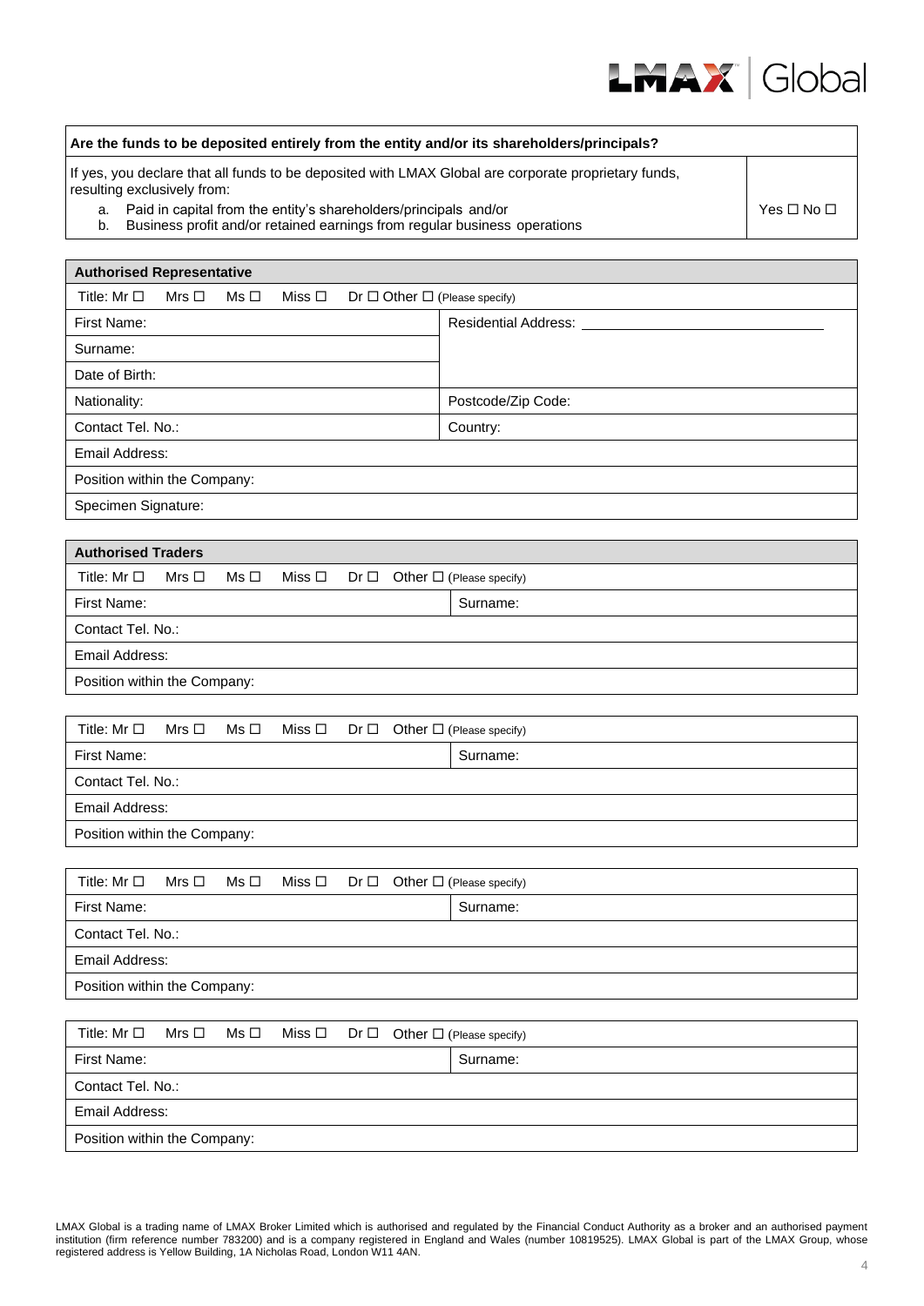| Are the funds to be deposited entirely from the entity and/or its shareholders/principals? | |
|---|---|
| If yes, you declare that all funds to be deposited with LMAX Global are corporate proprietary funds, resulting exclusively from:<br>a. Paid in capital from the entity's shareholders/principals and/or<br>b. Business profit and/or retained earnings from regular business operations | Yes ☐ No ☐ |

| **Authorised Representative** | |
|---|---|
| Title: Mr ☐ Mrs ☐ Ms ☐ Miss ☐ Dr ☐ Other ☐ (Please specify) | |
| First Name: | Residential Address: ______________________________ |
| Surname: | |
| Date of Birth: | |
| Nationality: | Postcode/Zip Code: |
| Contact Tel. No.: | Country: |
| Email Address: | |
| Position within the Company: | |
| Specimen Signature: | |

| **Authorised Traders** | |
|---|---|
| Title: Mr ☐ Mrs ☐ Ms ☐ Miss ☐ Dr ☐ Other ☐ (Please specify) | |
| First Name: | Surname: |
| Contact Tel. No.: | |
| Email Address: | |
| Position within the Company: | |

| Title: Mr ☐ Mrs ☐ Ms ☐ Miss ☐ Dr ☐ Other ☐ (Please specify) | |
|---|---|
| First Name: | Surname: |
| Contact Tel. No.: | |
| Email Address: | |
| Position within the Company: | |

| Title: Mr ☐ Mrs ☐ Ms ☐ Miss ☐ Dr ☐ Other ☐ (Please specify) | |
|---|---|
| First Name: | Surname: |
| Contact Tel. No.: | |
| Email Address: | |
| Position within the Company: | |

| Title: Mr ☐ Mrs ☐ Ms ☐ Miss ☐ Dr ☐ Other ☐ (Please specify) | |
|---|---|
| First Name: | Surname: |
| Contact Tel. No.: | |
| Email Address: | |
| Position within the Company: | |

LMAX Global is a trading name of LMAX Broker Limited which is authorised and regulated by the Financial Conduct Authority as a broker and an authorised payment institution (firm reference number 783200) and is a company registered in England and Wales (number 10819525). LMAX Global is part of the LMAX Group, whose registered address is Yellow Building, 1A Nicholas Road, London W11 4AN.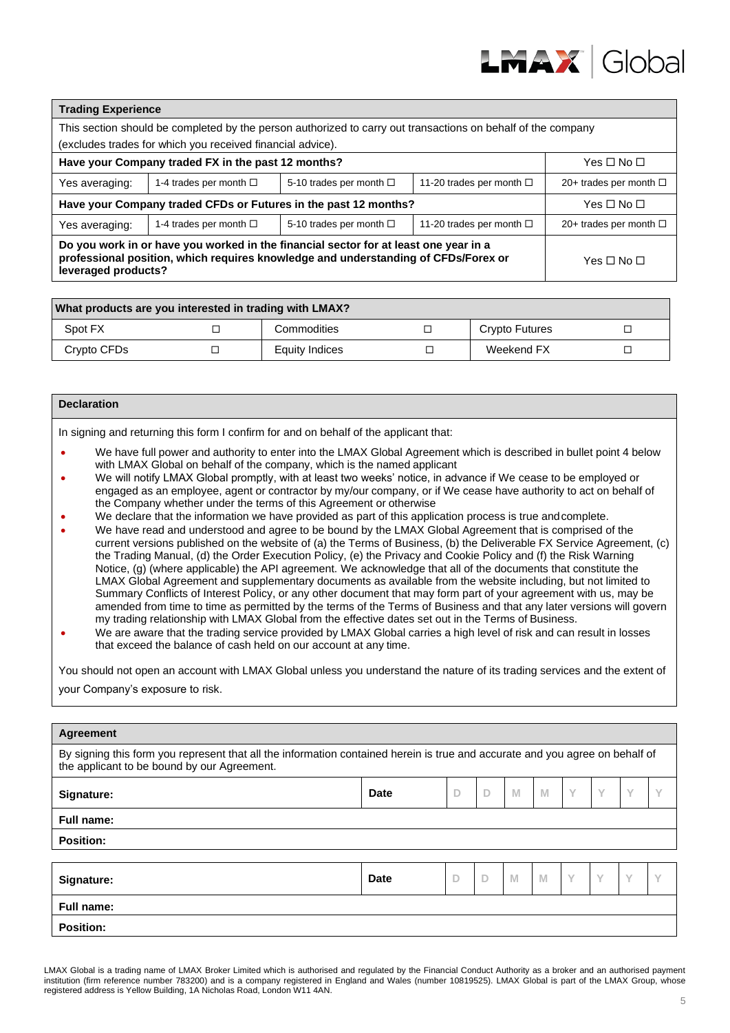| Trading Experience | | | | |
|---|---|---|---|---|
| This section should be completed by the person authorized to carry out transactions on behalf of the company (excludes trades for which you received financial advice). | | | | |
| **Have your Company traded FX in the past 12 months?** | | | | Yes ☐ No ☐ |
| Yes averaging: | 1-4 trades per month ☐ | 5-10 trades per month ☐ | 11-20 trades per month ☐ | 20+ trades per month ☐ |
| **Have your Company traded CFDs or Futures in the past 12 months?** | | | | Yes ☐ No ☐ |
| Yes averaging: | 1-4 trades per month ☐ | 5-10 trades per month ☐ | 11-20 trades per month ☐ | 20+ trades per month ☐ |
| **Do you work in or have you worked in the financial sector for at least one year in a professional position, which requires knowledge and understanding of CFDs/Forex or leveraged products?** | | | | Yes ☐ No ☐ |

| What products are you interested in trading with LMAX? | | | | | |
|---|---|---|---|---|---|
| Spot FX | ☐ | Commodities | ☐ | Crypto Futures | ☐ |
| Crypto CFDs | ☐ | Equity Indices | ☐ | Weekend FX | ☐ |

## Declaration

In signing and returning this form I confirm for and on behalf of the applicant that:

- We have full power and authority to enter into the LMAX Global Agreement which is described in bullet point 4 below with LMAX Global on behalf of the company, which is the named applicant
- We will notify LMAX Global promptly, with at least two weeks' notice, in advance if We cease to be employed or engaged as an employee, agent or contractor by my/our company, or if We cease have authority to act on behalf of the Company whether under the terms of this Agreement or otherwise
- We declare that the information we have provided as part of this application process is true and complete.
- We have read and understood and agree to be bound by the LMAX Global Agreement that is comprised of the current versions published on the website of (a) the Terms of Business, (b) the Deliverable FX Service Agreement, (c) the Trading Manual, (d) the Order Execution Policy, (e) the Privacy and Cookie Policy and (f) the Risk Warning Notice, (g) (where applicable) the API agreement. We acknowledge that all of the documents that constitute the LMAX Global Agreement and supplementary documents as available from the website including, but not limited to Summary Conflicts of Interest Policy, or any other document that may form part of your agreement with us, may be amended from time to time as permitted by the terms of the Terms of Business and that any later versions will govern my trading relationship with LMAX Global from the effective dates set out in the Terms of Business.
- We are aware that the trading service provided by LMAX Global carries a high level of risk and can result in losses that exceed the balance of cash held on our account at any time.

You should not open an account with LMAX Global unless you understand the nature of its trading services and the extent of your Company's exposure to risk.

## Agreement

By signing this form you represent that all the information contained herein is true and accurate and you agree on behalf of the applicant to be bound by our Agreement.

| **Signature:** | **Date** | D | D | M | M | Y | Y | Y | Y |
|---|---|---|---|---|---|---|---|---|---|
| **Full name:** | | | | | | | | | |
| **Position:** | | | | | | | | | |

| **Signature:** | **Date** | D | D | M | M | Y | Y | Y | Y |
|---|---|---|---|---|---|---|---|---|---|
| **Full name:** | | | | | | | | | |
| **Position:** | | | | | | | | | |

LMAX Global is a trading name of LMAX Broker Limited which is authorised and regulated by the Financial Conduct Authority as a broker and an authorised payment institution (firm reference number 783200) and is a company registered in England and Wales (number 10819525). LMAX Global is part of the LMAX Group, whose registered address is Yellow Building, 1A Nicholas Road, London W11 4AN.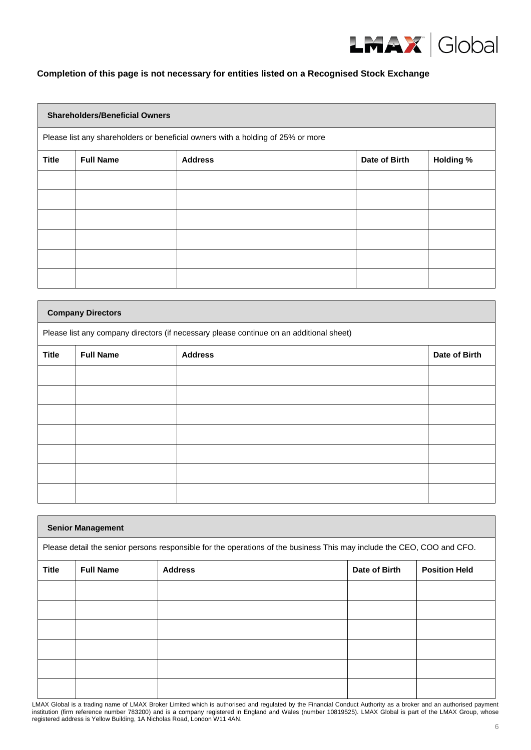**Completion of this page is not necessary for entities listed on a Recognised Stock Exchange**

**Shareholders/Beneficial Owners**

Please list any shareholders or beneficial owners with a holding of 25% or more

| Title | Full Name | Address | Date of Birth | Holding % |
|---|---|---|---|---|
| | | | | |
| | | | | |
| | | | | |
| | | | | |
| | | | | |
| | | | | |

**Company Directors**

Please list any company directors (if necessary please continue on an additional sheet)

| Title | Full Name | Address | Date of Birth |
|---|---|---|---|
| | | | |
| | | | |
| | | | |
| | | | |
| | | | |
| | | | |
| | | | |

**Senior Management**

Please detail the senior persons responsible for the operations of the business This may include the CEO, COO and CFO.

| Title | Full Name | Address | Date of Birth | Position Held |
|---|---|---|---|---|
| | | | | |
| | | | | |
| | | | | |
| | | | | |
| | | | | |
| | | | | |

LMAX Global is a trading name of LMAX Broker Limited which is authorised and regulated by the Financial Conduct Authority as a broker and an authorised payment institution (firm reference number 783200) and is a company registered in England and Wales (number 10819525). LMAX Global is part of the LMAX Group, whose registered address is Yellow Building, 1A Nicholas Road, London W11 4AN.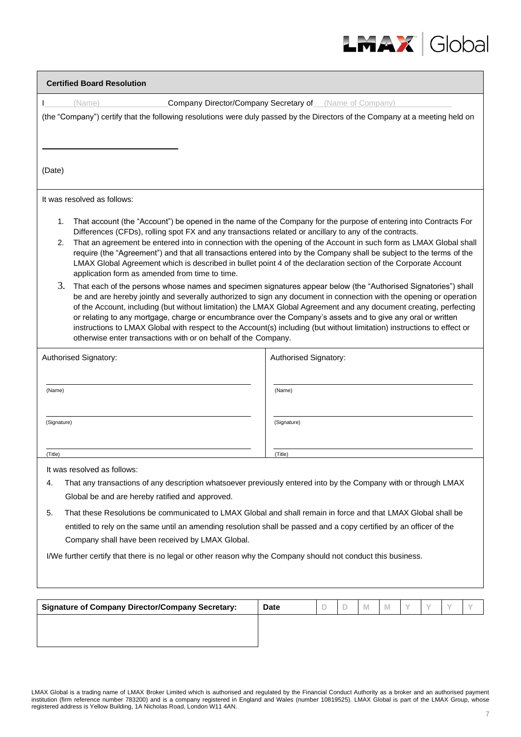## Certified Board Resolution

I ______(Name)______ Company Director/Company Secretary of ______(Name of Company)______

(the "Company") certify that the following resolutions were duly passed by the Directors of the Company at a meeting held on

______________________________

(Date)

It was resolved as follows:

1. That account (the "Account") be opened in the name of the Company for the purpose of entering into Contracts For Differences (CFDs), rolling spot FX and any transactions related or ancillary to any of the contracts.
2. That an agreement be entered into in connection with the opening of the Account in such form as LMAX Global shall require (the "Agreement") and that all transactions entered into by the Company shall be subject to the terms of the LMAX Global Agreement which is described in bullet point 4 of the declaration section of the Corporate Account application form as amended from time to time.
3. That each of the persons whose names and specimen signatures appear below (the "Authorised Signatories") shall be and are hereby jointly and severally authorized to sign any document in connection with the opening or operation of the Account, including (but without limitation) the LMAX Global Agreement and any document creating, perfecting or relating to any mortgage, charge or encumbrance over the Company's assets and to give any oral or written instructions to LMAX Global with respect to the Account(s) including (but without limitation) instructions to effect or otherwise enter transactions with or on behalf of the Company.

| Authorised Signatory: | Authorised Signatory: |
| --- | --- |
| (Name) | (Name) |
| (Signature) | (Signature) |
| (Title) | (Title) |

It was resolved as follows:

4. That any transactions of any description whatsoever previously entered into by the Company with or through LMAX Global be and are hereby ratified and approved.
5. That these Resolutions be communicated to LMAX Global and shall remain in force and that LMAX Global shall be entitled to rely on the same until an amending resolution shall be passed and a copy certified by an officer of the Company shall have been received by LMAX Global.

I/We further certify that there is no legal or other reason why the Company should not conduct this business.

| Signature of Company Director/Company Secretary: | Date | D | D | M | M | Y | Y | Y | Y |
| --- | --- | --- | --- | --- | --- | --- | --- | --- | --- |
| | | | | | | | | | |

LMAX Global is a trading name of LMAX Broker Limited which is authorised and regulated by the Financial Conduct Authority as a broker and an authorised payment institution (firm reference number 783200) and is a company registered in England and Wales (number 10819525). LMAX Global is part of the LMAX Group, whose registered address is Yellow Building, 1A Nicholas Road, London W11 4AN.